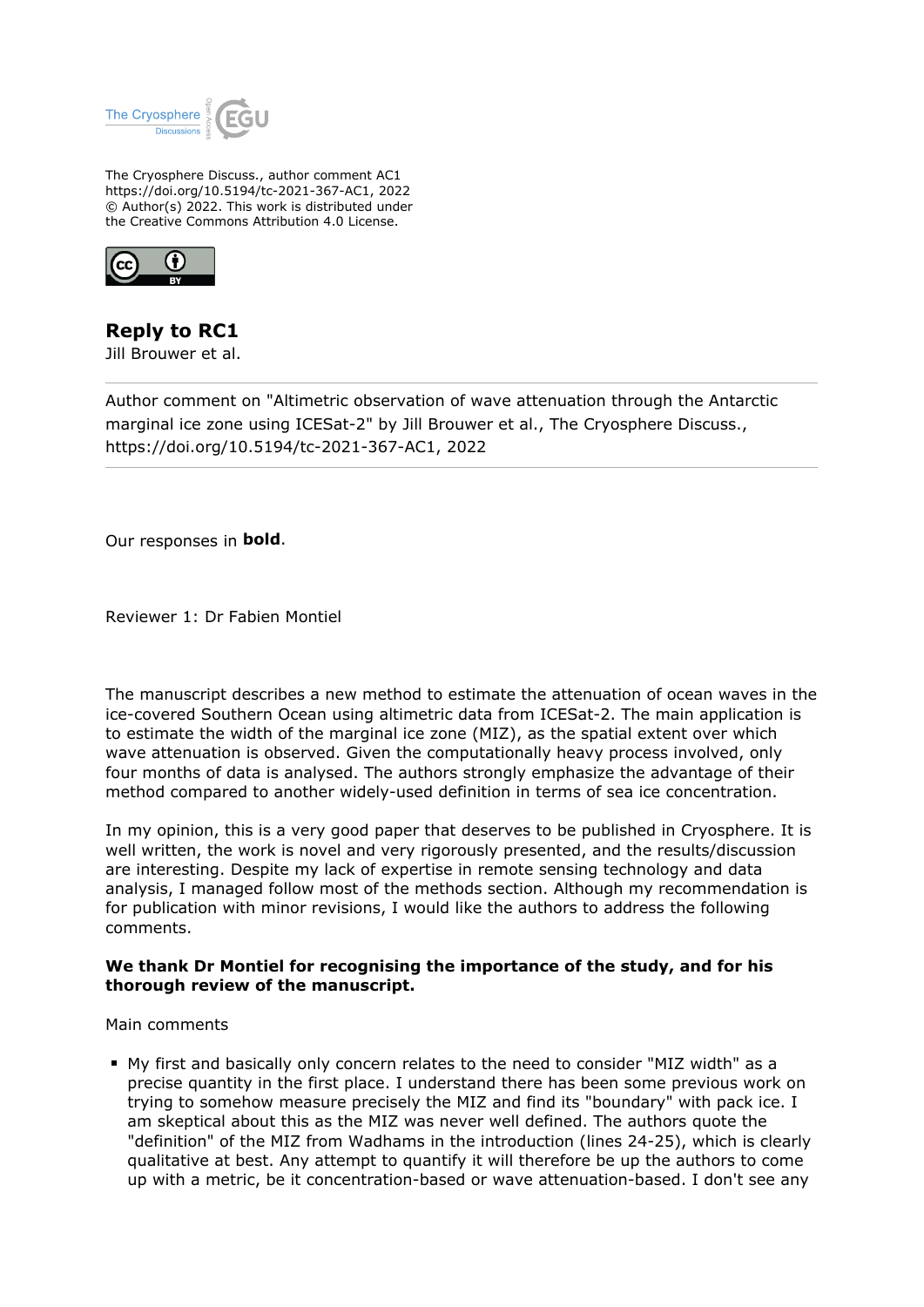The Cryosphere Discuss., author comment AC1
https://doi.org/10.5194/tc-2021-367-AC1, 2022
© Author(s) 2022. This work is distributed under
the Creative Commons Attribution 4.0 License.

# Reply to RC1

Jill Brouwer et al.

---

Author comment on "Altimetric observation of wave attenuation through the Antarctic marginal ice zone using ICESat-2" by Jill Brouwer et al., The Cryosphere Discuss., https://doi.org/10.5194/tc-2021-367-AC1, 2022

---

Our responses in **bold**.

Reviewer 1: Dr Fabien Montiel

The manuscript describes a new method to estimate the attenuation of ocean waves in the ice-covered Southern Ocean using altimetric data from ICESat-2. The main application is to estimate the width of the marginal ice zone (MIZ), as the spatial extent over which wave attenuation is observed. Given the computationally heavy process involved, only four months of data is analysed. The authors strongly emphasize the advantage of their method compared to another widely-used definition in terms of sea ice concentration.

In my opinion, this is a very good paper that deserves to be published in Cryosphere. It is well written, the work is novel and very rigorously presented, and the results/discussion are interesting. Despite my lack of expertise in remote sensing technology and data analysis, I managed follow most of the methods section. Although my recommendation is for publication with minor revisions, I would like the authors to address the following comments.

**We thank Dr Montiel for recognising the importance of the study, and for his thorough review of the manuscript.**

Main comments

- My first and basically only concern relates to the need to consider "MIZ width" as a precise quantity in the first place. I understand there has been some previous work on trying to somehow measure precisely the MIZ and find its "boundary" with pack ice. I am skeptical about this as the MIZ was never well defined. The authors quote the "definition" of the MIZ from Wadhams in the introduction (lines 24-25), which is clearly qualitative at best. Any attempt to quantify it will therefore be up the authors to come up with a metric, be it concentration-based or wave attenuation-based. I don't see any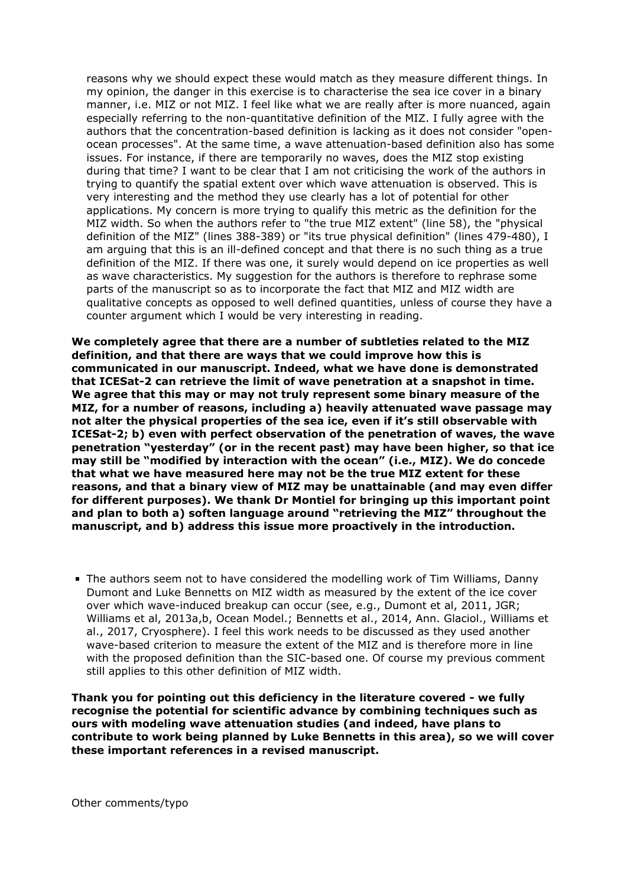reasons why we should expect these would match as they measure different things. In my opinion, the danger in this exercise is to characterise the sea ice cover in a binary manner, i.e. MIZ or not MIZ. I feel like what we are really after is more nuanced, again especially referring to the non-quantitative definition of the MIZ. I fully agree with the authors that the concentration-based definition is lacking as it does not consider "open-ocean processes". At the same time, a wave attenuation-based definition also has some issues. For instance, if there are temporarily no waves, does the MIZ stop existing during that time? I want to be clear that I am not criticising the work of the authors in trying to quantify the spatial extent over which wave attenuation is observed. This is very interesting and the method they use clearly has a lot of potential for other applications. My concern is more trying to qualify this metric as the definition for the MIZ width. So when the authors refer to "the true MIZ extent" (line 58), the "physical definition of the MIZ" (lines 388-389) or "its true physical definition" (lines 479-480), I am arguing that this is an ill-defined concept and that there is no such thing as a true definition of the MIZ. If there was one, it surely would depend on ice properties as well as wave characteristics. My suggestion for the authors is therefore to rephrase some parts of the manuscript so as to incorporate the fact that MIZ and MIZ width are qualitative concepts as opposed to well defined quantities, unless of course they have a counter argument which I would be very interesting in reading.

**We completely agree that there are a number of subtleties related to the MIZ definition, and that there are ways that we could improve how this is communicated in our manuscript. Indeed, what we have done is demonstrated that ICESat-2 can retrieve the limit of wave penetration at a snapshot in time. We agree that this may or may not truly represent some binary measure of the MIZ, for a number of reasons, including a) heavily attenuated wave passage may not alter the physical properties of the sea ice, even if it's still observable with ICESat-2; b) even with perfect observation of the penetration of waves, the wave penetration "yesterday" (or in the recent past) may have been higher, so that ice may still be "modified by interaction with the ocean" (i.e., MIZ). We do concede that what we have measured here may not be the true MIZ extent for these reasons, and that a binary view of MIZ may be unattainable (and may even differ for different purposes). We thank Dr Montiel for bringing up this important point and plan to both a) soften language around "retrieving the MIZ" throughout the manuscript, and b) address this issue more proactively in the introduction.**

- The authors seem not to have considered the modelling work of Tim Williams, Danny Dumont and Luke Bennetts on MIZ width as measured by the extent of the ice cover over which wave-induced breakup can occur (see, e.g., Dumont et al, 2011, JGR; Williams et al, 2013a,b, Ocean Model.; Bennetts et al., 2014, Ann. Glaciol., Williams et al., 2017, Cryosphere). I feel this work needs to be discussed as they used another wave-based criterion to measure the extent of the MIZ and is therefore more in line with the proposed definition than the SIC-based one. Of course my previous comment still applies to this other definition of MIZ width.

**Thank you for pointing out this deficiency in the literature covered - we fully recognise the potential for scientific advance by combining techniques such as ours with modeling wave attenuation studies (and indeed, have plans to contribute to work being planned by Luke Bennetts in this area), so we will cover these important references in a revised manuscript.**

Other comments/typo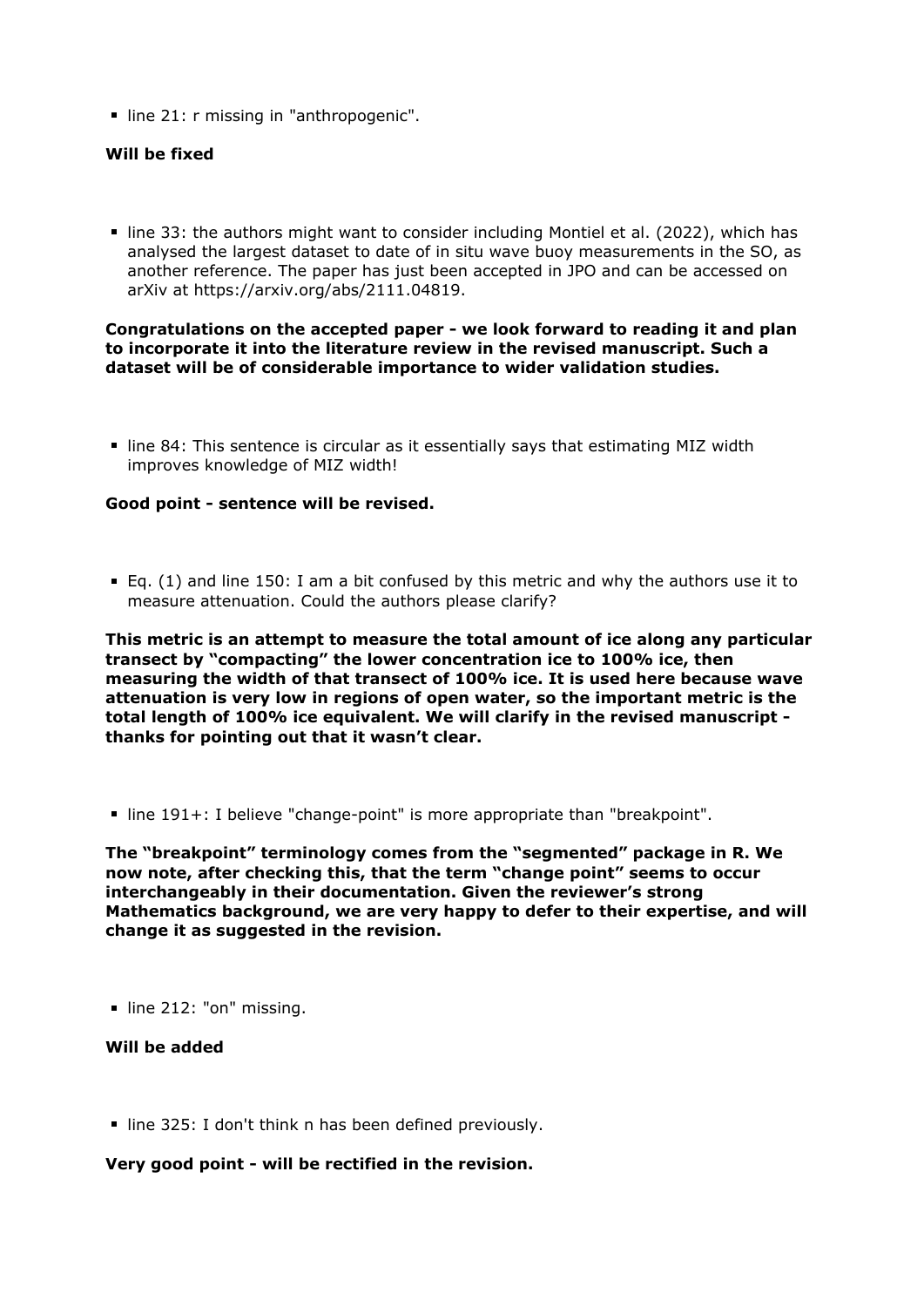- line 21: r missing in "anthropogenic".

**Will be fixed**

- line 33: the authors might want to consider including Montiel et al. (2022), which has analysed the largest dataset to date of in situ wave buoy measurements in the SO, as another reference. The paper has just been accepted in JPO and can be accessed on arXiv at https://arxiv.org/abs/2111.04819.

**Congratulations on the accepted paper - we look forward to reading it and plan to incorporate it into the literature review in the revised manuscript. Such a dataset will be of considerable importance to wider validation studies.**

- line 84: This sentence is circular as it essentially says that estimating MIZ width improves knowledge of MIZ width!

**Good point - sentence will be revised.**

- Eq. (1) and line 150: I am a bit confused by this metric and why the authors use it to measure attenuation. Could the authors please clarify?

**This metric is an attempt to measure the total amount of ice along any particular transect by "compacting" the lower concentration ice to 100% ice, then measuring the width of that transect of 100% ice. It is used here because wave attenuation is very low in regions of open water, so the important metric is the total length of 100% ice equivalent. We will clarify in the revised manuscript - thanks for pointing out that it wasn't clear.**

- line 191+: I believe "change-point" is more appropriate than "breakpoint".

**The "breakpoint" terminology comes from the "segmented" package in R. We now note, after checking this, that the term "change point" seems to occur interchangeably in their documentation. Given the reviewer's strong Mathematics background, we are very happy to defer to their expertise, and will change it as suggested in the revision.**

- line 212: "on" missing.

**Will be added**

- line 325: I don't think n has been defined previously.

**Very good point - will be rectified in the revision.**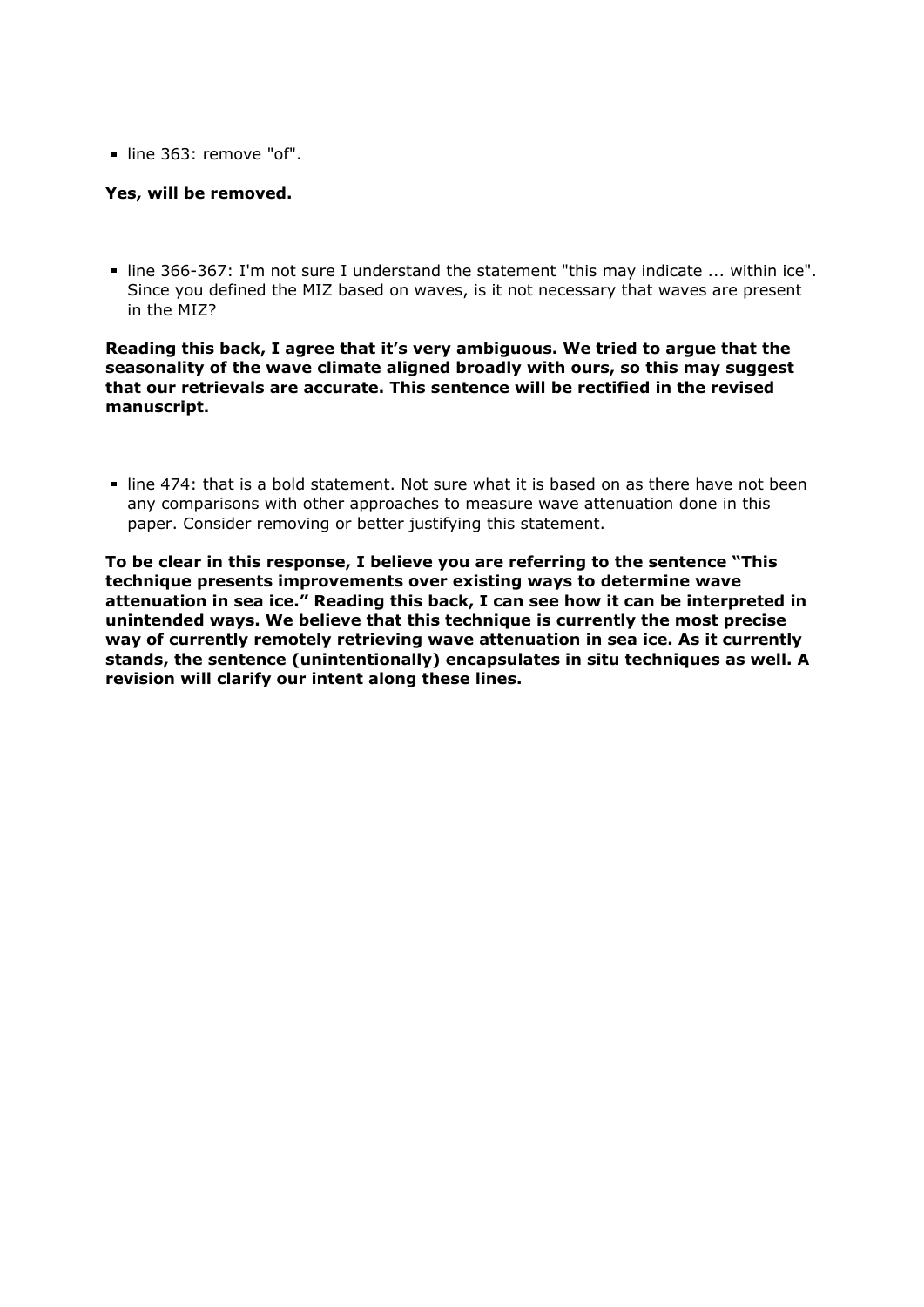- line 363: remove "of".

**Yes, will be removed.**

- line 366-367: I'm not sure I understand the statement "this may indicate ... within ice". Since you defined the MIZ based on waves, is it not necessary that waves are present in the MIZ?

**Reading this back, I agree that it's very ambiguous. We tried to argue that the seasonality of the wave climate aligned broadly with ours, so this may suggest that our retrievals are accurate. This sentence will be rectified in the revised manuscript.**

- line 474: that is a bold statement. Not sure what it is based on as there have not been any comparisons with other approaches to measure wave attenuation done in this paper. Consider removing or better justifying this statement.

**To be clear in this response, I believe you are referring to the sentence "This technique presents improvements over existing ways to determine wave attenuation in sea ice." Reading this back, I can see how it can be interpreted in unintended ways. We believe that this technique is currently the most precise way of currently remotely retrieving wave attenuation in sea ice. As it currently stands, the sentence (unintentionally) encapsulates in situ techniques as well. A revision will clarify our intent along these lines.**